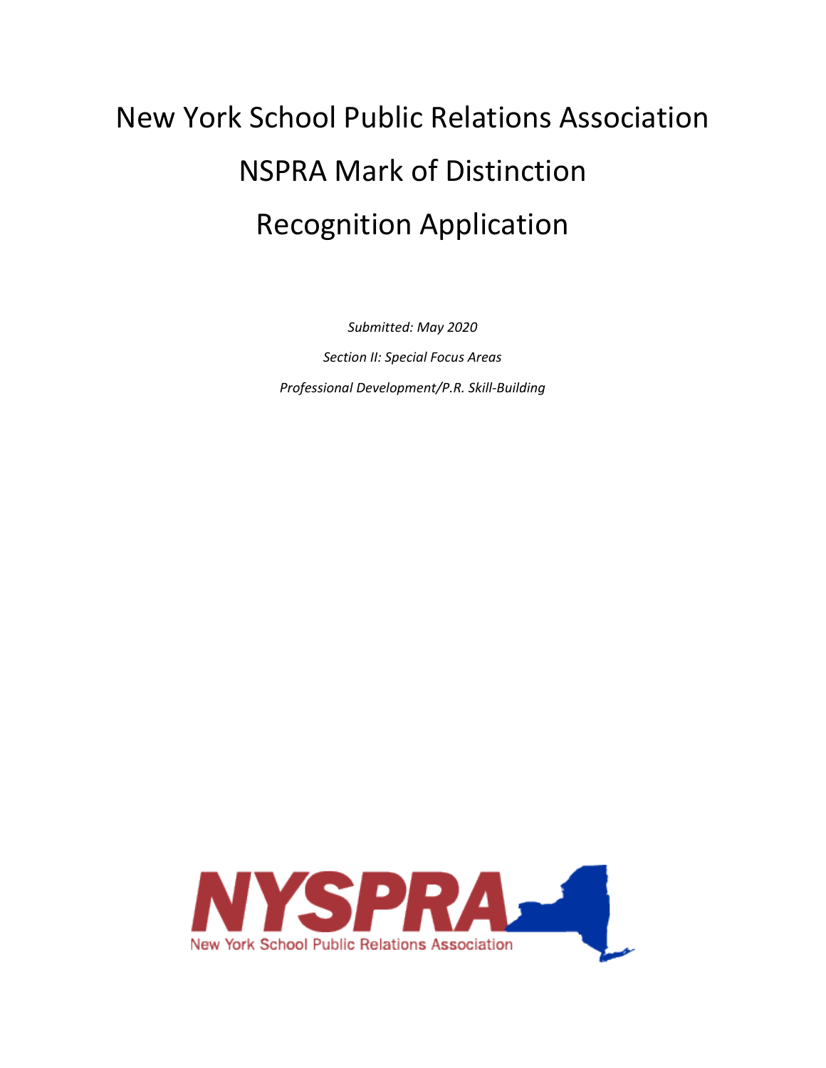# New York School Public Relations Association

# NSPRA Mark of Distinction

# Recognition Application

*Submitted: May 2020*

*Section II: Special Focus Areas*

*Professional Development/P.R. Skill-Building*

NYSPRA

New York School Public Relations Association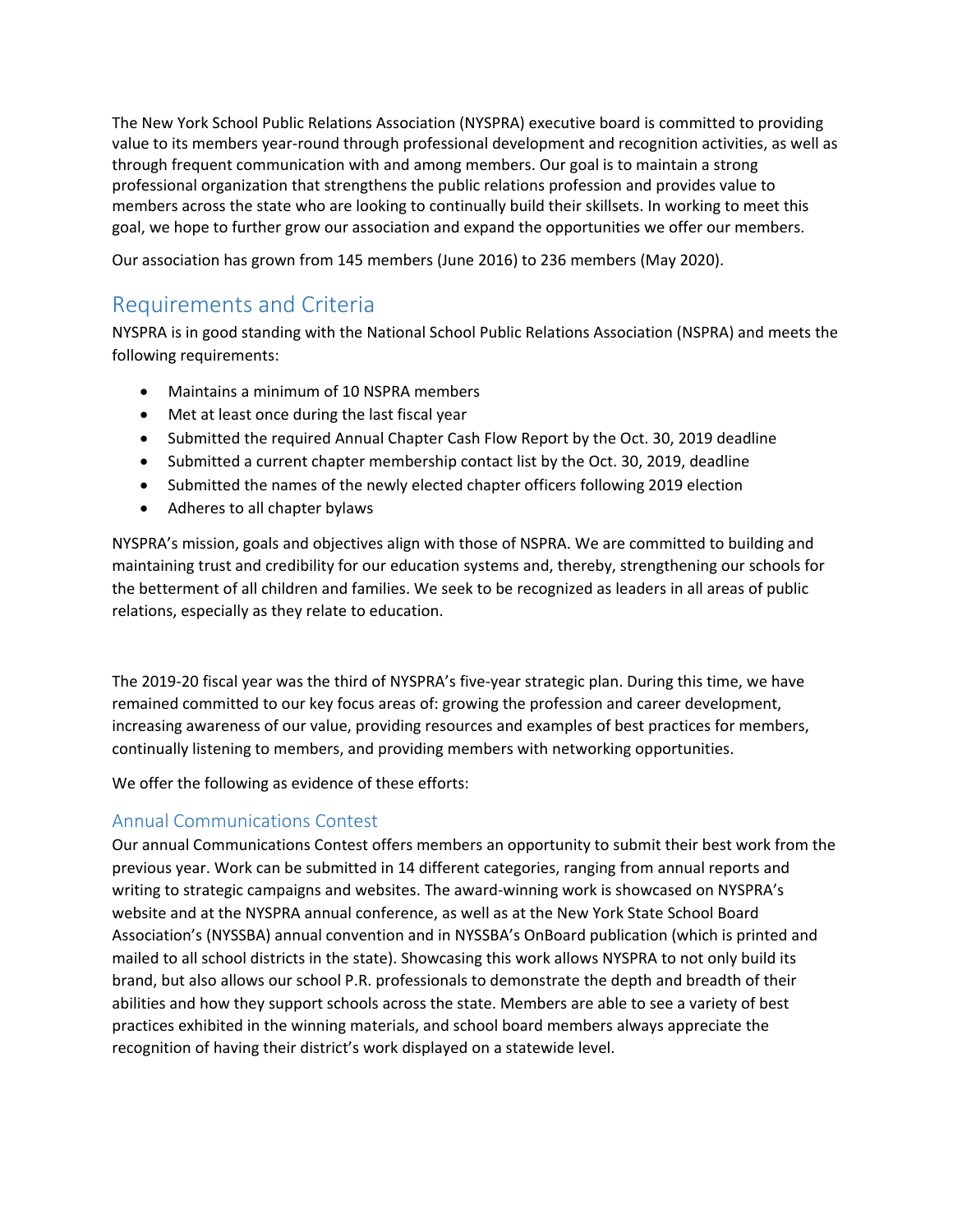The New York School Public Relations Association (NYSPRA) executive board is committed to providing value to its members year-round through professional development and recognition activities, as well as through frequent communication with and among members. Our goal is to maintain a strong professional organization that strengthens the public relations profession and provides value to members across the state who are looking to continually build their skillsets. In working to meet this goal, we hope to further grow our association and expand the opportunities we offer our members.

Our association has grown from 145 members (June 2016) to 236 members (May 2020).

## Requirements and Criteria

NYSPRA is in good standing with the National School Public Relations Association (NSPRA) and meets the following requirements:

- Maintains a minimum of 10 NSPRA members
- Met at least once during the last fiscal year
- Submitted the required Annual Chapter Cash Flow Report by the Oct. 30, 2019 deadline
- Submitted a current chapter membership contact list by the Oct. 30, 2019, deadline
- Submitted the names of the newly elected chapter officers following 2019 election
- Adheres to all chapter bylaws

NYSPRA's mission, goals and objectives align with those of NSPRA. We are committed to building and maintaining trust and credibility for our education systems and, thereby, strengthening our schools for the betterment of all children and families. We seek to be recognized as leaders in all areas of public relations, especially as they relate to education.

The 2019-20 fiscal year was the third of NYSPRA's five-year strategic plan. During this time, we have remained committed to our key focus areas of: growing the profession and career development, increasing awareness of our value, providing resources and examples of best practices for members, continually listening to members, and providing members with networking opportunities.

We offer the following as evidence of these efforts:

### Annual Communications Contest

Our annual Communications Contest offers members an opportunity to submit their best work from the previous year. Work can be submitted in 14 different categories, ranging from annual reports and writing to strategic campaigns and websites. The award-winning work is showcased on NYSPRA's website and at the NYSPRA annual conference, as well as at the New York State School Board Association's (NYSSBA) annual convention and in NYSSBA's OnBoard publication (which is printed and mailed to all school districts in the state). Showcasing this work allows NYSPRA to not only build its brand, but also allows our school P.R. professionals to demonstrate the depth and breadth of their abilities and how they support schools across the state. Members are able to see a variety of best practices exhibited in the winning materials, and school board members always appreciate the recognition of having their district's work displayed on a statewide level.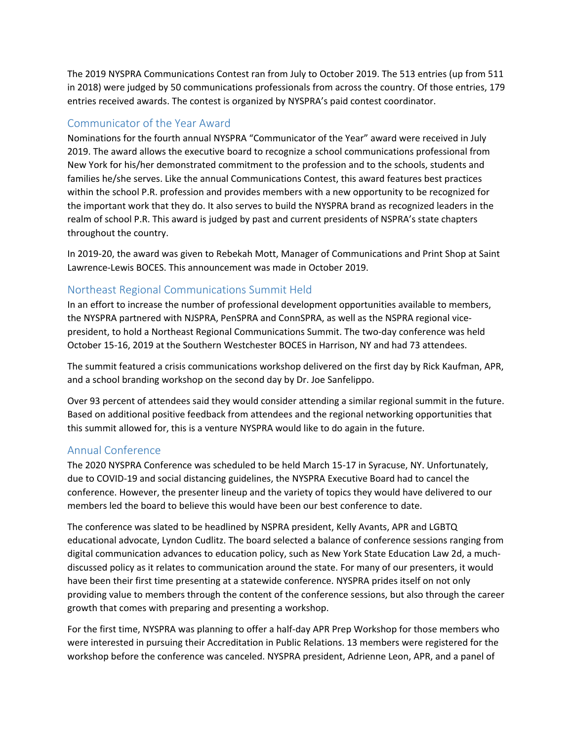The 2019 NYSPRA Communications Contest ran from July to October 2019. The 513 entries (up from 511 in 2018) were judged by 50 communications professionals from across the country. Of those entries, 179 entries received awards. The contest is organized by NYSPRA's paid contest coordinator.

## Communicator of the Year Award

Nominations for the fourth annual NYSPRA "Communicator of the Year" award were received in July 2019. The award allows the executive board to recognize a school communications professional from New York for his/her demonstrated commitment to the profession and to the schools, students and families he/she serves. Like the annual Communications Contest, this award features best practices within the school P.R. profession and provides members with a new opportunity to be recognized for the important work that they do. It also serves to build the NYSPRA brand as recognized leaders in the realm of school P.R. This award is judged by past and current presidents of NSPRA's state chapters throughout the country.

In 2019-20, the award was given to Rebekah Mott, Manager of Communications and Print Shop at Saint Lawrence-Lewis BOCES. This announcement was made in October 2019.

## Northeast Regional Communications Summit Held

In an effort to increase the number of professional development opportunities available to members, the NYSPRA partnered with NJSPRA, PenSPRA and ConnSPRA, as well as the NSPRA regional vice-president, to hold a Northeast Regional Communications Summit. The two-day conference was held October 15-16, 2019 at the Southern Westchester BOCES in Harrison, NY and had 73 attendees.

The summit featured a crisis communications workshop delivered on the first day by Rick Kaufman, APR, and a school branding workshop on the second day by Dr. Joe Sanfelippo.

Over 93 percent of attendees said they would consider attending a similar regional summit in the future. Based on additional positive feedback from attendees and the regional networking opportunities that this summit allowed for, this is a venture NYSPRA would like to do again in the future.

## Annual Conference

The 2020 NYSPRA Conference was scheduled to be held March 15-17 in Syracuse, NY. Unfortunately, due to COVID-19 and social distancing guidelines, the NYSPRA Executive Board had to cancel the conference. However, the presenter lineup and the variety of topics they would have delivered to our members led the board to believe this would have been our best conference to date.

The conference was slated to be headlined by NSPRA president, Kelly Avants, APR and LGBTQ educational advocate, Lyndon Cudlitz. The board selected a balance of conference sessions ranging from digital communication advances to education policy, such as New York State Education Law 2d, a much-discussed policy as it relates to communication around the state. For many of our presenters, it would have been their first time presenting at a statewide conference. NYSPRA prides itself on not only providing value to members through the content of the conference sessions, but also through the career growth that comes with preparing and presenting a workshop.

For the first time, NYSPRA was planning to offer a half-day APR Prep Workshop for those members who were interested in pursuing their Accreditation in Public Relations. 13 members were registered for the workshop before the conference was canceled. NYSPRA president, Adrienne Leon, APR, and a panel of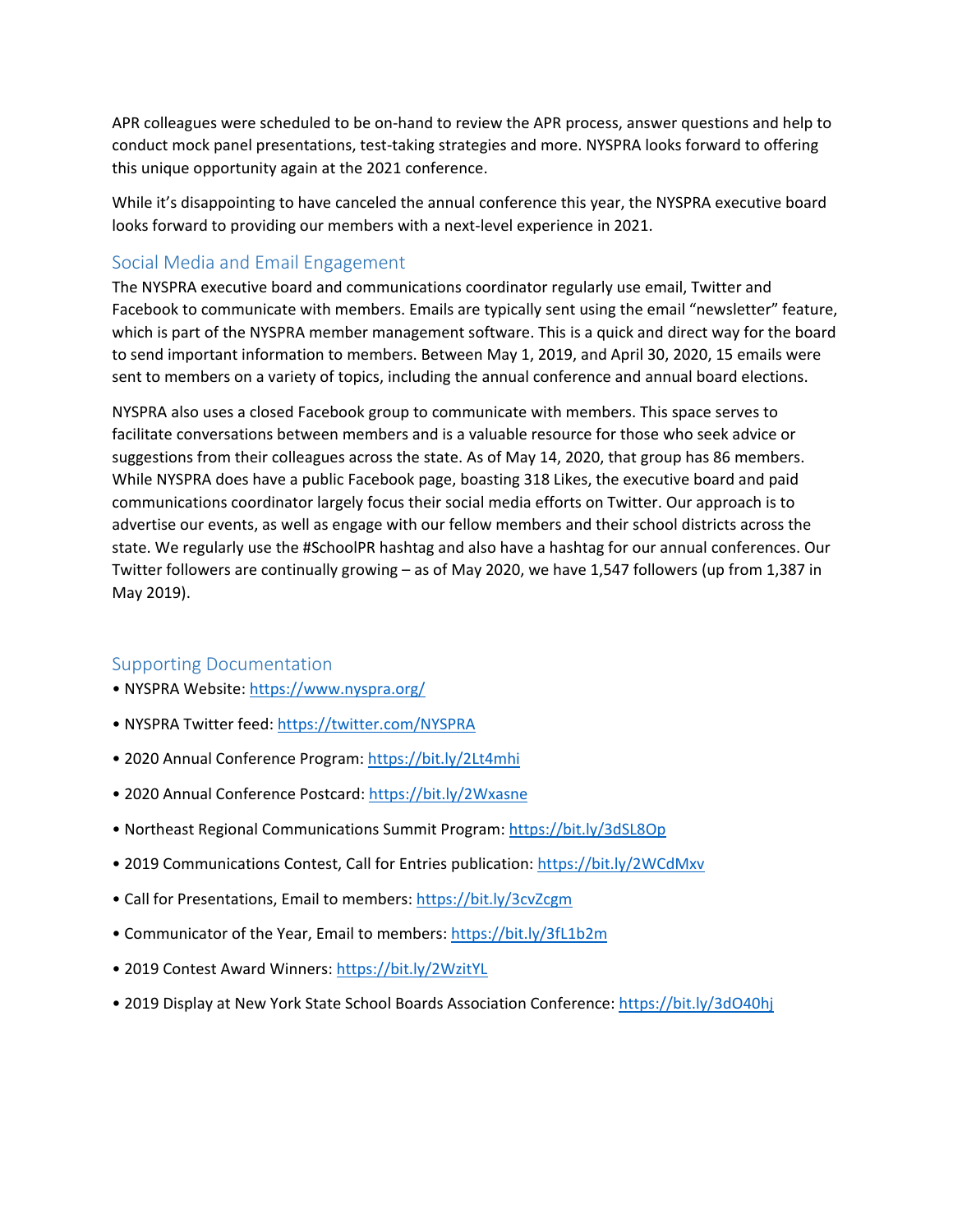APR colleagues were scheduled to be on-hand to review the APR process, answer questions and help to conduct mock panel presentations, test-taking strategies and more. NYSPRA looks forward to offering this unique opportunity again at the 2021 conference.

While it's disappointing to have canceled the annual conference this year, the NYSPRA executive board looks forward to providing our members with a next-level experience in 2021.

## Social Media and Email Engagement

The NYSPRA executive board and communications coordinator regularly use email, Twitter and Facebook to communicate with members. Emails are typically sent using the email "newsletter" feature, which is part of the NYSPRA member management software. This is a quick and direct way for the board to send important information to members. Between May 1, 2019, and April 30, 2020, 15 emails were sent to members on a variety of topics, including the annual conference and annual board elections.

NYSPRA also uses a closed Facebook group to communicate with members. This space serves to facilitate conversations between members and is a valuable resource for those who seek advice or suggestions from their colleagues across the state. As of May 14, 2020, that group has 86 members. While NYSPRA does have a public Facebook page, boasting 318 Likes, the executive board and paid communications coordinator largely focus their social media efforts on Twitter. Our approach is to advertise our events, as well as engage with our fellow members and their school districts across the state. We regularly use the #SchoolPR hashtag and also have a hashtag for our annual conferences. Our Twitter followers are continually growing – as of May 2020, we have 1,547 followers (up from 1,387 in May 2019).

## Supporting Documentation

- NYSPRA Website: https://www.nyspra.org/
- NYSPRA Twitter feed: https://twitter.com/NYSPRA
- 2020 Annual Conference Program: https://bit.ly/2Lt4mhi
- 2020 Annual Conference Postcard: https://bit.ly/2Wxasne
- Northeast Regional Communications Summit Program: https://bit.ly/3dSL8Op
- 2019 Communications Contest, Call for Entries publication: https://bit.ly/2WCdMxv
- Call for Presentations, Email to members: https://bit.ly/3cvZcgm
- Communicator of the Year, Email to members: https://bit.ly/3fL1b2m
- 2019 Contest Award Winners: https://bit.ly/2WzitYL
- 2019 Display at New York State School Boards Association Conference: https://bit.ly/3dO40hj